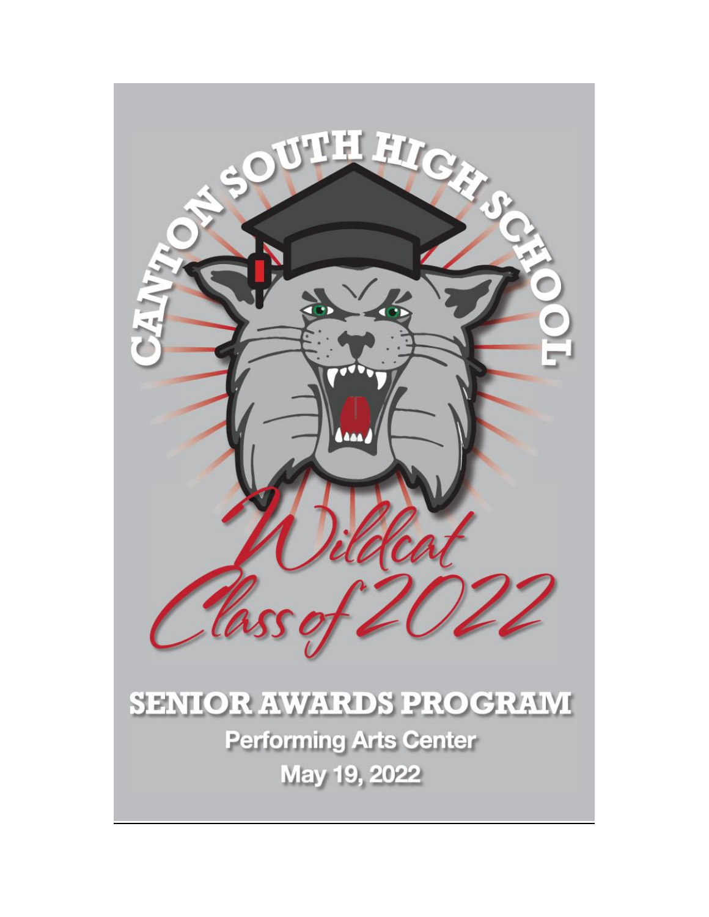# CANTON SOUTH HIGH SCHOOL

## Wildcat Class of 2022

# SENIOR AWARDS PROGRAM

**Performing Arts Center**

**May 19, 2022**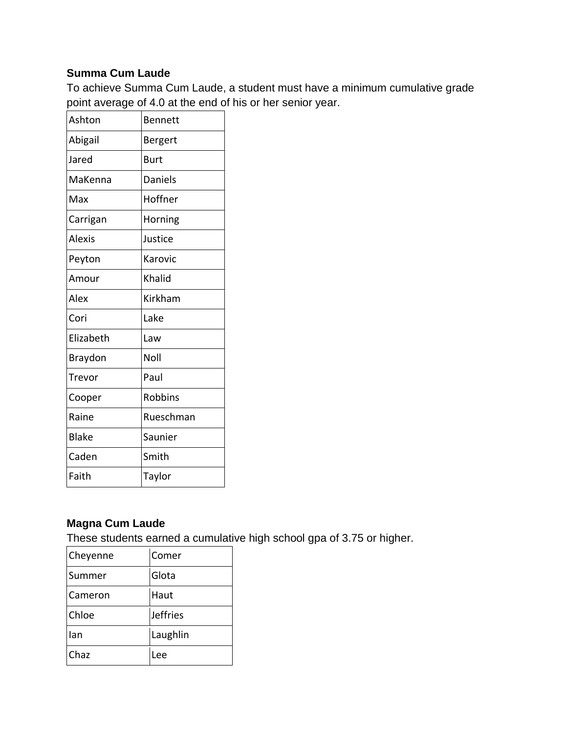### Summa Cum Laude

To achieve Summa Cum Laude, a student must have a minimum cumulative grade point average of 4.0 at the end of his or her senior year.

| | |
|---|---|
| Ashton | Bennett |
| Abigail | Bergert |
| Jared | Burt |
| MaKenna | Daniels |
| Max | Hoffner |
| Carrigan | Horning |
| Alexis | Justice |
| Peyton | Karovic |
| Amour | Khalid |
| Alex | Kirkham |
| Cori | Lake |
| Elizabeth | Law |
| Braydon | Noll |
| Trevor | Paul |
| Cooper | Robbins |
| Raine | Rueschman |
| Blake | Saunier |
| Caden | Smith |
| Faith | Taylor |

### Magna Cum Laude

These students earned a cumulative high school gpa of 3.75 or higher.

| | |
|---|---|
| Cheyenne | Comer |
| Summer | Glota |
| Cameron | Haut |
| Chloe | Jeffries |
| Ian | Laughlin |
| Chaz | Lee |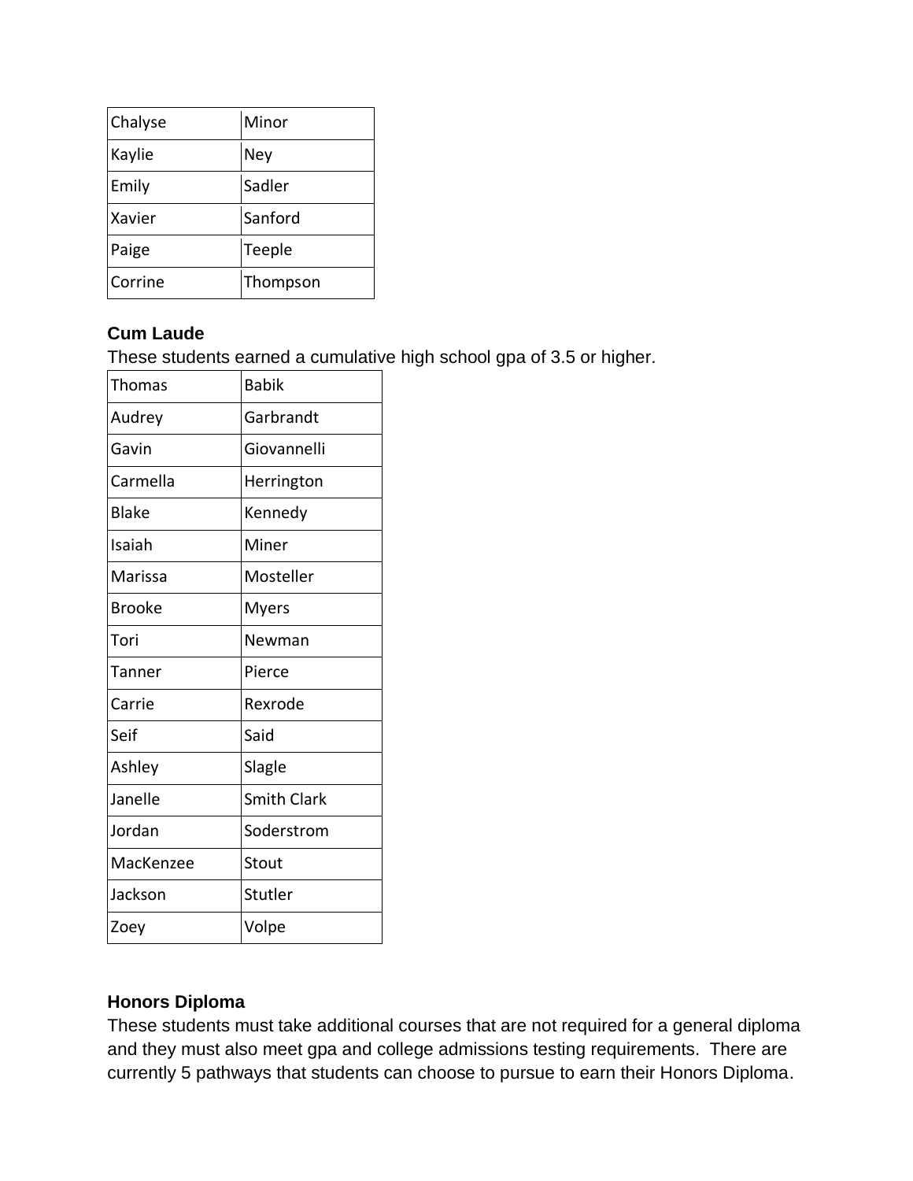| Chalyse | Minor |
|---|---|
| Kaylie | Ney |
| Emily | Sadler |
| Xavier | Sanford |
| Paige | Teeple |
| Corrine | Thompson |

**Cum Laude**

These students earned a cumulative high school gpa of 3.5 or higher.

| Thomas | Babik |
|---|---|
| Audrey | Garbrandt |
| Gavin | Giovannelli |
| Carmella | Herrington |
| Blake | Kennedy |
| Isaiah | Miner |
| Marissa | Mosteller |
| Brooke | Myers |
| Tori | Newman |
| Tanner | Pierce |
| Carrie | Rexrode |
| Seif | Said |
| Ashley | Slagle |
| Janelle | Smith Clark |
| Jordan | Soderstrom |
| MacKenzee | Stout |
| Jackson | Stutler |
| Zoey | Volpe |

**Honors Diploma**

These students must take additional courses that are not required for a general diploma and they must also meet gpa and college admissions testing requirements. There are currently 5 pathways that students can choose to pursue to earn their Honors Diploma.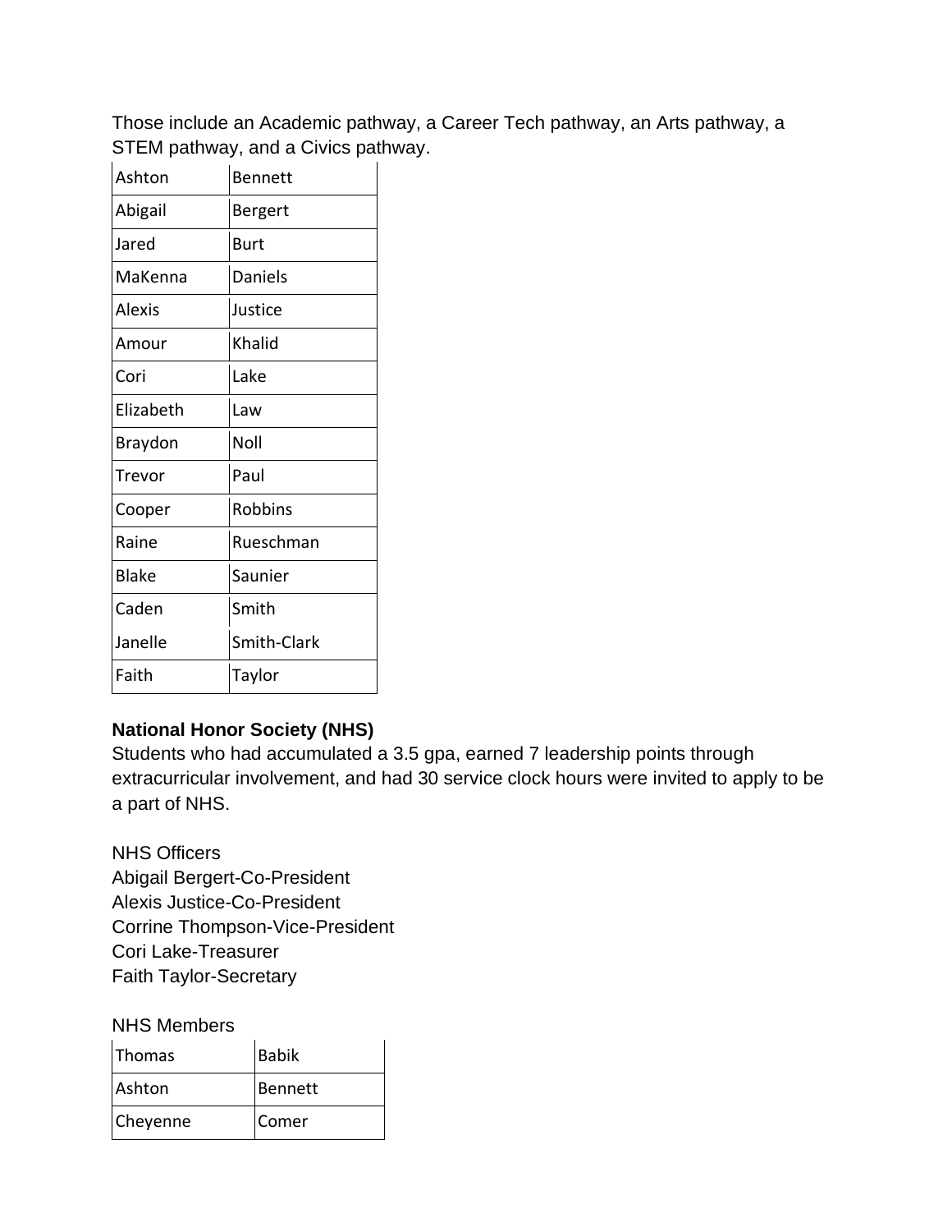Those include an Academic pathway, a Career Tech pathway, an Arts pathway, a STEM pathway, and a Civics pathway.

| | |
|---|---|
| Ashton | Bennett |
| Abigail | Bergert |
| Jared | Burt |
| MaKenna | Daniels |
| Alexis | Justice |
| Amour | Khalid |
| Cori | Lake |
| Elizabeth | Law |
| Braydon | Noll |
| Trevor | Paul |
| Cooper | Robbins |
| Raine | Rueschman |
| Blake | Saunier |
| Caden | Smith |
| Janelle | Smith-Clark |
| Faith | Taylor |

**National Honor Society (NHS)**

Students who had accumulated a 3.5 gpa, earned 7 leadership points through extracurricular involvement, and had 30 service clock hours were invited to apply to be a part of NHS.

NHS Officers
Abigail Bergert-Co-President
Alexis Justice-Co-President
Corrine Thompson-Vice-President
Cori Lake-Treasurer
Faith Taylor-Secretary

NHS Members

| | |
|---|---|
| Thomas | Babik |
| Ashton | Bennett |
| Cheyenne | Comer |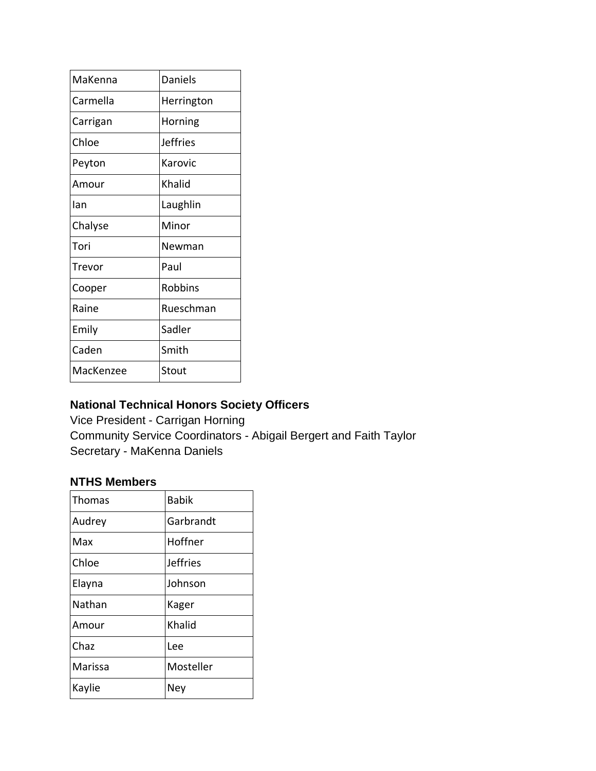| | |
|---|---|
| MaKenna | Daniels |
| Carmella | Herrington |
| Carrigan | Horning |
| Chloe | Jeffries |
| Peyton | Karovic |
| Amour | Khalid |
| Ian | Laughlin |
| Chalyse | Minor |
| Tori | Newman |
| Trevor | Paul |
| Cooper | Robbins |
| Raine | Rueschman |
| Emily | Sadler |
| Caden | Smith |
| MacKenzee | Stout |

**National Technical Honors Society Officers**

Vice President - Carrigan Horning
Community Service Coordinators - Abigail Bergert and Faith Taylor
Secretary - MaKenna Daniels

**NTHS Members**

| | |
|---|---|
| Thomas | Babik |
| Audrey | Garbrandt |
| Max | Hoffner |
| Chloe | Jeffries |
| Elayna | Johnson |
| Nathan | Kager |
| Amour | Khalid |
| Chaz | Lee |
| Marissa | Mosteller |
| Kaylie | Ney |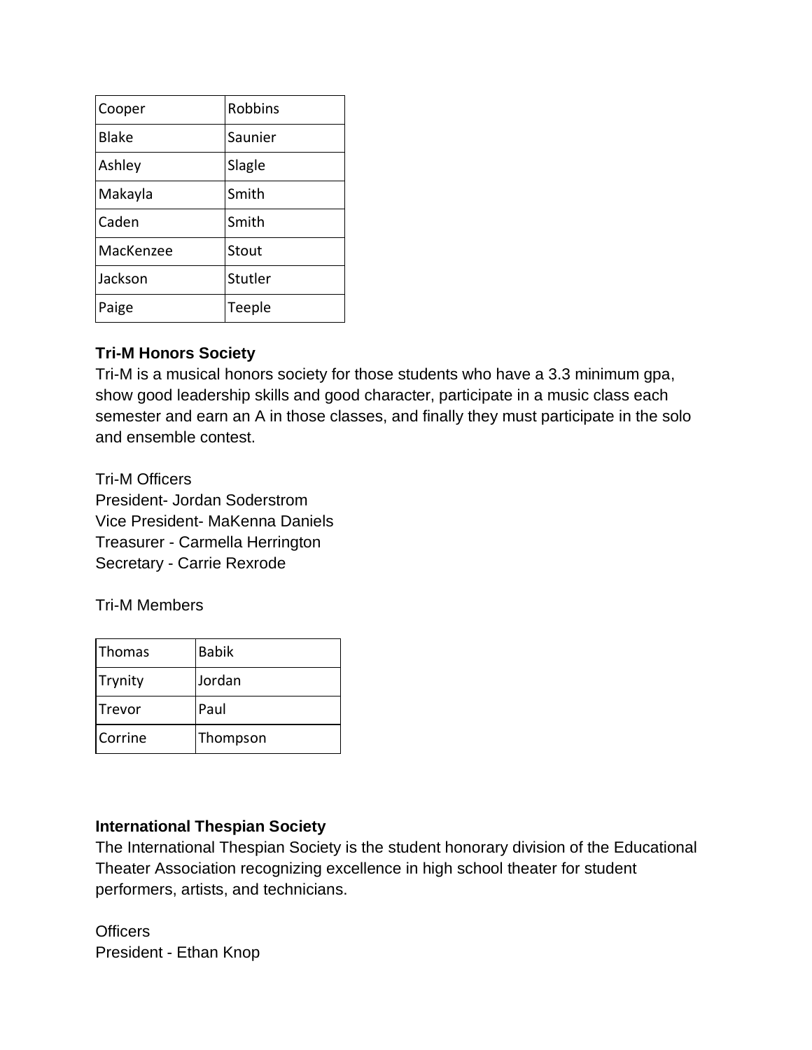| Cooper | Robbins |
|---|---|
| Blake | Saunier |
| Ashley | Slagle |
| Makayla | Smith |
| Caden | Smith |
| MacKenzee | Stout |
| Jackson | Stutler |
| Paige | Teeple |

**Tri-M Honors Society**

Tri-M is a musical honors society for those students who have a 3.3 minimum gpa, show good leadership skills and good character, participate in a music class each semester and earn an A in those classes, and finally they must participate in the solo and ensemble contest.

Tri-M Officers
President- Jordan Soderstrom
Vice President- MaKenna Daniels
Treasurer - Carmella Herrington
Secretary - Carrie Rexrode

Tri-M Members

| Thomas | Babik |
|---|---|
| Trynity | Jordan |
| Trevor | Paul |
| Corrine | Thompson |

**International Thespian Society**

The International Thespian Society is the student honorary division of the Educational Theater Association recognizing excellence in high school theater for student performers, artists, and technicians.

Officers
President - Ethan Knop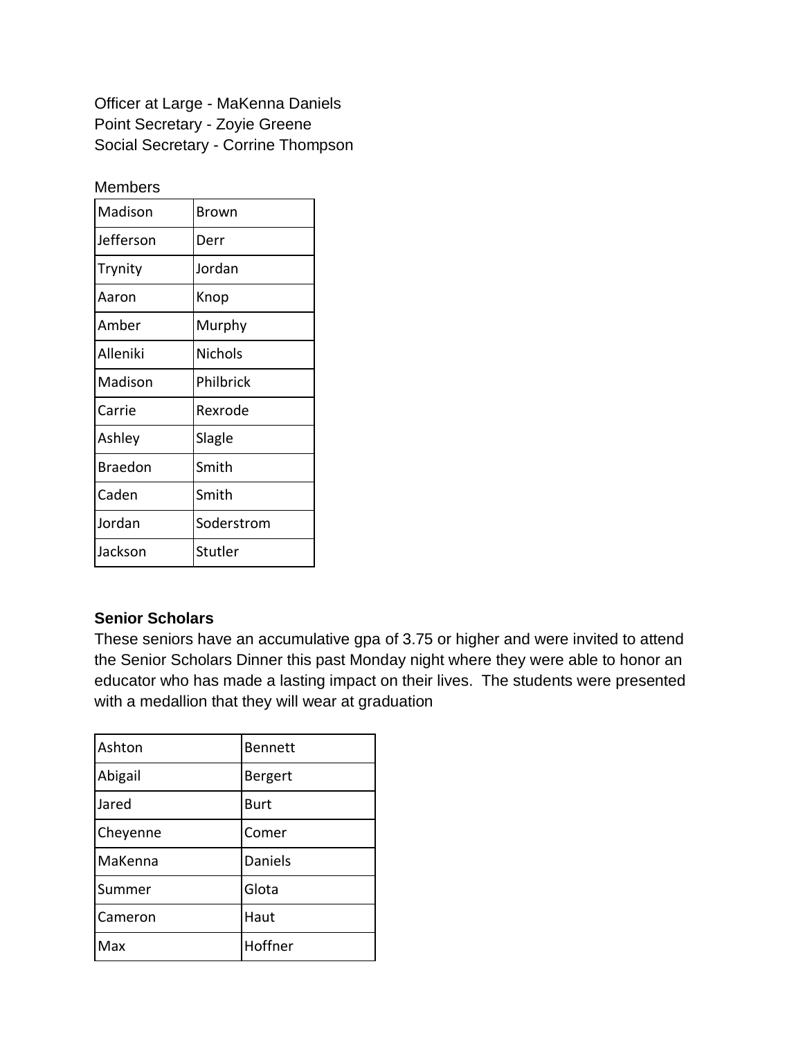Officer at Large - MaKenna Daniels
Point Secretary - Zoyie Greene
Social Secretary - Corrine Thompson

Members

| | |
|---|---|
| Madison | Brown |
| Jefferson | Derr |
| Trynity | Jordan |
| Aaron | Knop |
| Amber | Murphy |
| Alleniki | Nichols |
| Madison | Philbrick |
| Carrie | Rexrode |
| Ashley | Slagle |
| Braedon | Smith |
| Caden | Smith |
| Jordan | Soderstrom |
| Jackson | Stutler |

**Senior Scholars**

These seniors have an accumulative gpa of 3.75 or higher and were invited to attend the Senior Scholars Dinner this past Monday night where they were able to honor an educator who has made a lasting impact on their lives. The students were presented with a medallion that they will wear at graduation

| | |
|---|---|
| Ashton | Bennett |
| Abigail | Bergert |
| Jared | Burt |
| Cheyenne | Comer |
| MaKenna | Daniels |
| Summer | Glota |
| Cameron | Haut |
| Max | Hoffner |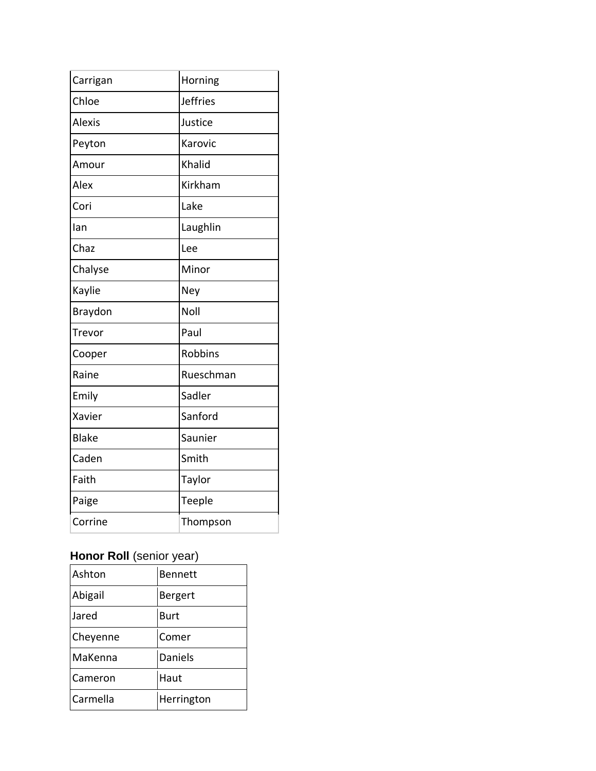| | |
|---|---|
| Carrigan | Horning |
| Chloe | Jeffries |
| Alexis | Justice |
| Peyton | Karovic |
| Amour | Khalid |
| Alex | Kirkham |
| Cori | Lake |
| Ian | Laughlin |
| Chaz | Lee |
| Chalyse | Minor |
| Kaylie | Ney |
| Braydon | Noll |
| Trevor | Paul |
| Cooper | Robbins |
| Raine | Rueschman |
| Emily | Sadler |
| Xavier | Sanford |
| Blake | Saunier |
| Caden | Smith |
| Faith | Taylor |
| Paige | Teeple |
| Corrine | Thompson |

**Honor Roll** (senior year)

| | |
|---|---|
| Ashton | Bennett |
| Abigail | Bergert |
| Jared | Burt |
| Cheyenne | Comer |
| MaKenna | Daniels |
| Cameron | Haut |
| Carmella | Herrington |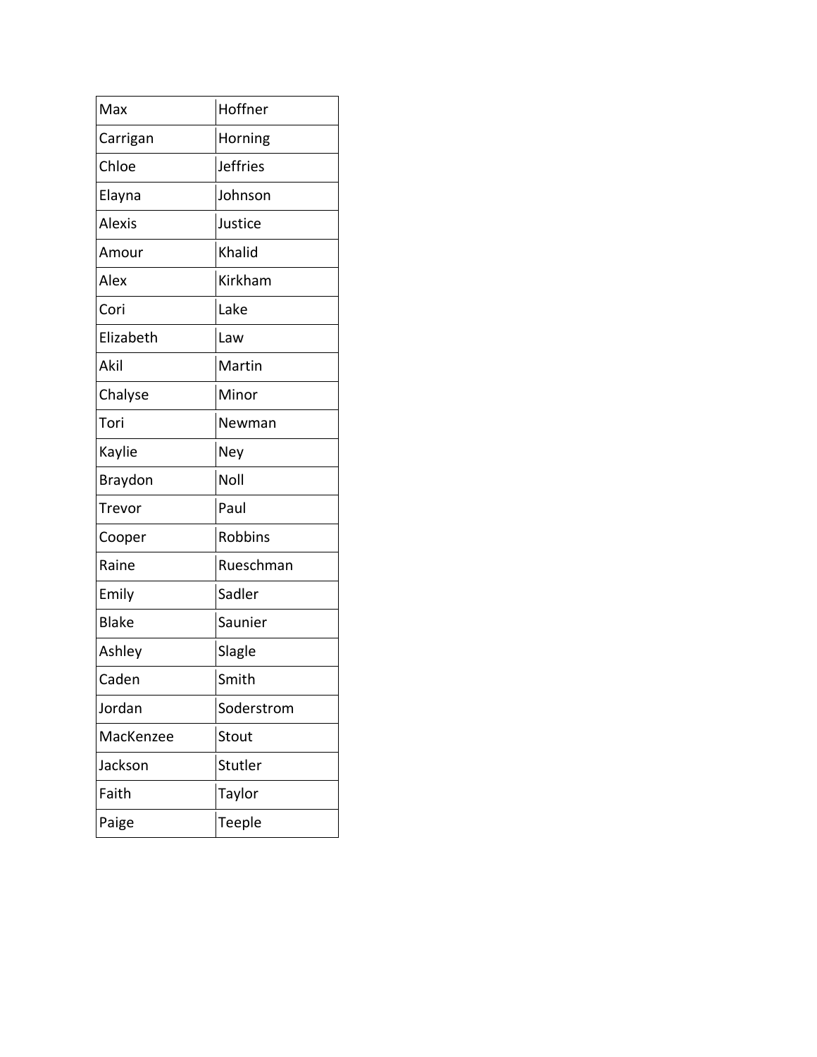| | |
|---|---|
| Max | Hoffner |
| Carrigan | Horning |
| Chloe | Jeffries |
| Elayna | Johnson |
| Alexis | Justice |
| Amour | Khalid |
| Alex | Kirkham |
| Cori | Lake |
| Elizabeth | Law |
| Akil | Martin |
| Chalyse | Minor |
| Tori | Newman |
| Kaylie | Ney |
| Braydon | Noll |
| Trevor | Paul |
| Cooper | Robbins |
| Raine | Rueschman |
| Emily | Sadler |
| Blake | Saunier |
| Ashley | Slagle |
| Caden | Smith |
| Jordan | Soderstrom |
| MacKenzee | Stout |
| Jackson | Stutler |
| Faith | Taylor |
| Paige | Teeple |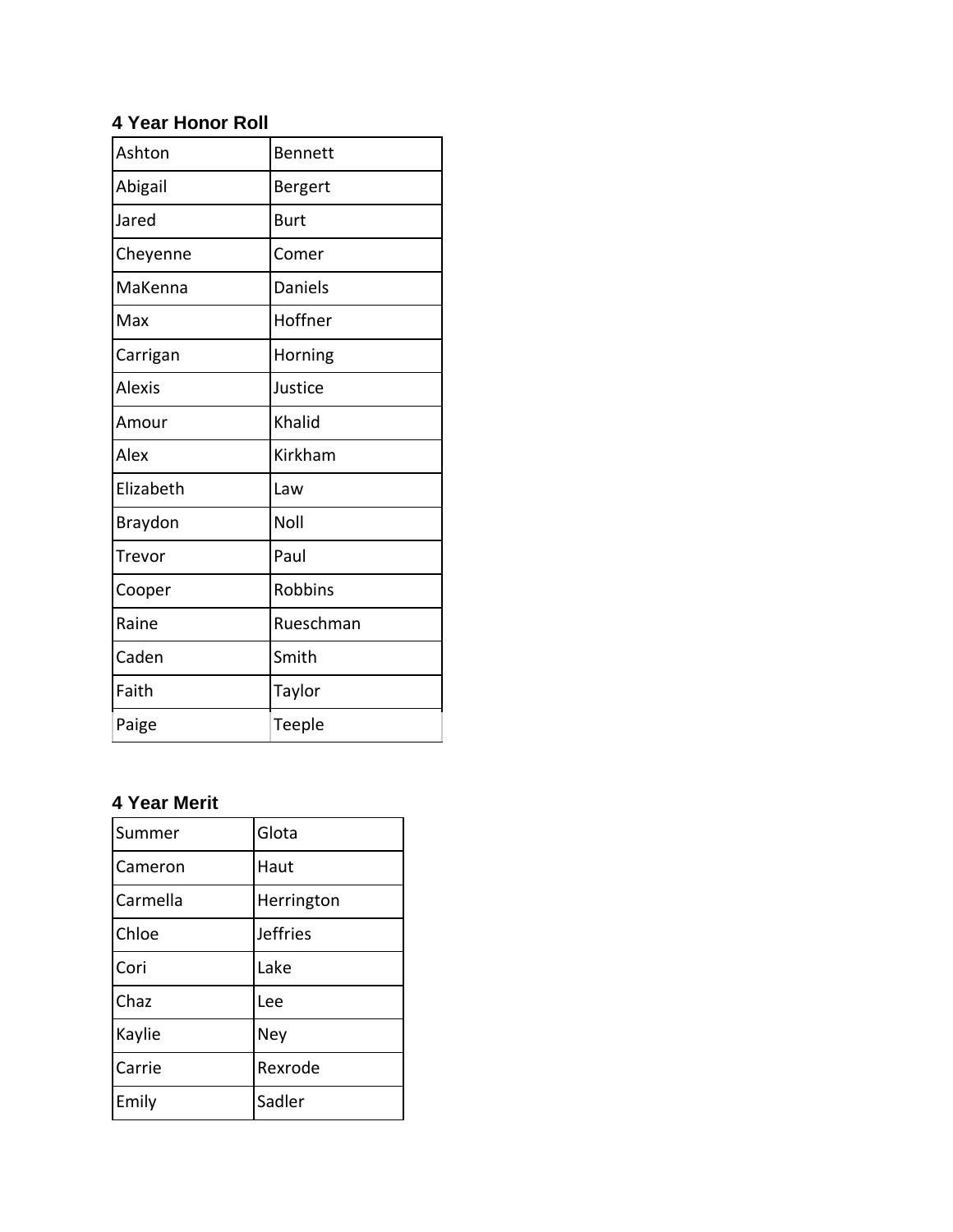### 4 Year Honor Roll

| | |
|---|---|
| Ashton | Bennett |
| Abigail | Bergert |
| Jared | Burt |
| Cheyenne | Comer |
| MaKenna | Daniels |
| Max | Hoffner |
| Carrigan | Horning |
| Alexis | Justice |
| Amour | Khalid |
| Alex | Kirkham |
| Elizabeth | Law |
| Braydon | Noll |
| Trevor | Paul |
| Cooper | Robbins |
| Raine | Rueschman |
| Caden | Smith |
| Faith | Taylor |
| Paige | Teeple |

### 4 Year Merit

| | |
|---|---|
| Summer | Glota |
| Cameron | Haut |
| Carmella | Herrington |
| Chloe | Jeffries |
| Cori | Lake |
| Chaz | Lee |
| Kaylie | Ney |
| Carrie | Rexrode |
| Emily | Sadler |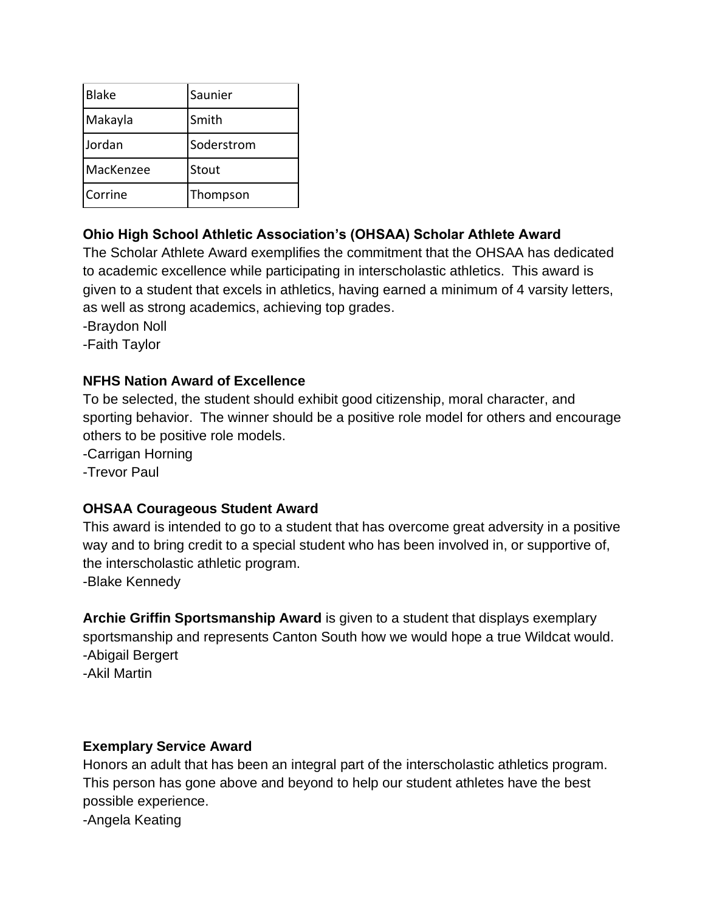| | |
|---|---|
| Blake | Saunier |
| Makayla | Smith |
| Jordan | Soderstrom |
| MacKenzee | Stout |
| Corrine | Thompson |

**Ohio High School Athletic Association's (OHSAA) Scholar Athlete Award**

The Scholar Athlete Award exemplifies the commitment that the OHSAA has dedicated to academic excellence while participating in interscholastic athletics. This award is given to a student that excels in athletics, having earned a minimum of 4 varsity letters, as well as strong academics, achieving top grades.

-Braydon Noll
-Faith Taylor

**NFHS Nation Award of Excellence**

To be selected, the student should exhibit good citizenship, moral character, and sporting behavior. The winner should be a positive role model for others and encourage others to be positive role models.

-Carrigan Horning
-Trevor Paul

**OHSAA Courageous Student Award**

This award is intended to go to a student that has overcome great adversity in a positive way and to bring credit to a special student who has been involved in, or supportive of, the interscholastic athletic program.

-Blake Kennedy

**Archie Griffin Sportsmanship Award** is given to a student that displays exemplary sportsmanship and represents Canton South how we would hope a true Wildcat would.

-Abigail Bergert
-Akil Martin

**Exemplary Service Award**

Honors an adult that has been an integral part of the interscholastic athletics program. This person has gone above and beyond to help our student athletes have the best possible experience.

-Angela Keating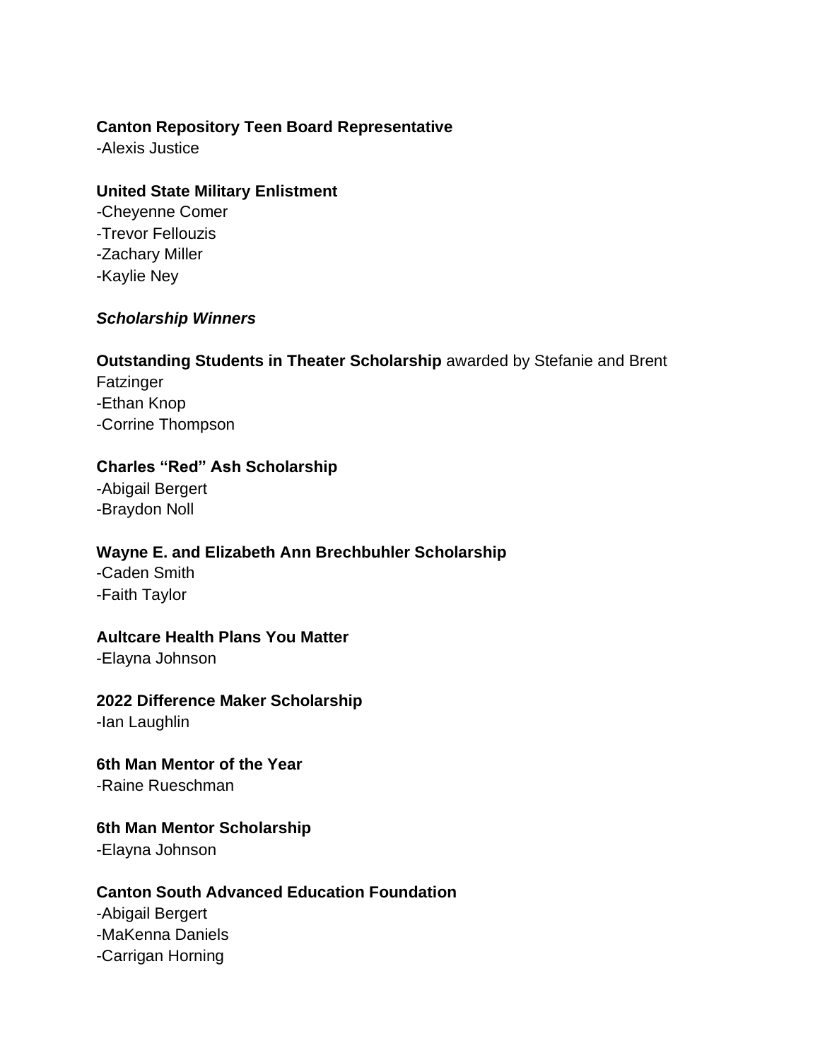**Canton Repository Teen Board Representative**
-Alexis Justice

**United State Military Enlistment**
-Cheyenne Comer
-Trevor Fellouzis
-Zachary Miller
-Kaylie Ney

***Scholarship Winners***

**Outstanding Students in Theater Scholarship** awarded by Stefanie and Brent Fatzinger
-Ethan Knop
-Corrine Thompson

**Charles "Red" Ash Scholarship**
-Abigail Bergert
-Braydon Noll

**Wayne E. and Elizabeth Ann Brechbuhler Scholarship**
-Caden Smith
-Faith Taylor

**Aultcare Health Plans You Matter**
-Elayna Johnson

**2022 Difference Maker Scholarship**
-Ian Laughlin

**6th Man Mentor of the Year**
-Raine Rueschman

**6th Man Mentor Scholarship**
-Elayna Johnson

**Canton South Advanced Education Foundation**
-Abigail Bergert
-MaKenna Daniels
-Carrigan Horning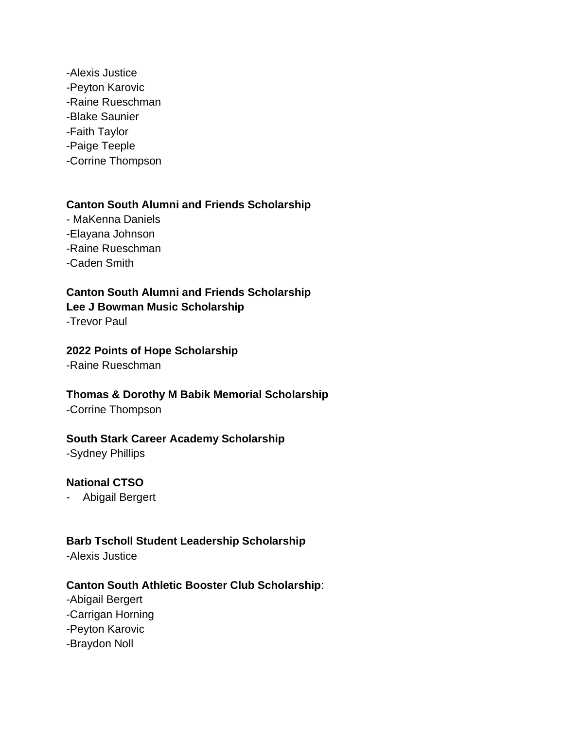-Alexis Justice
-Peyton Karovic
-Raine Rueschman
-Blake Saunier
-Faith Taylor
-Paige Teeple
-Corrine Thompson

**Canton South Alumni and Friends Scholarship**
- MaKenna Daniels
-Elayana Johnson
-Raine Rueschman
-Caden Smith

**Canton South Alumni and Friends Scholarship**
**Lee J Bowman Music Scholarship**
-Trevor Paul

**2022 Points of Hope Scholarship**
-Raine Rueschman

**Thomas & Dorothy M Babik Memorial Scholarship**
-Corrine Thompson

**South Stark Career Academy Scholarship**
-Sydney Phillips

**National CTSO**
- Abigail Bergert

**Barb Tscholl Student Leadership Scholarship**
-Alexis Justice

**Canton South Athletic Booster Club Scholarship**:
-Abigail Bergert
-Carrigan Horning
-Peyton Karovic
-Braydon Noll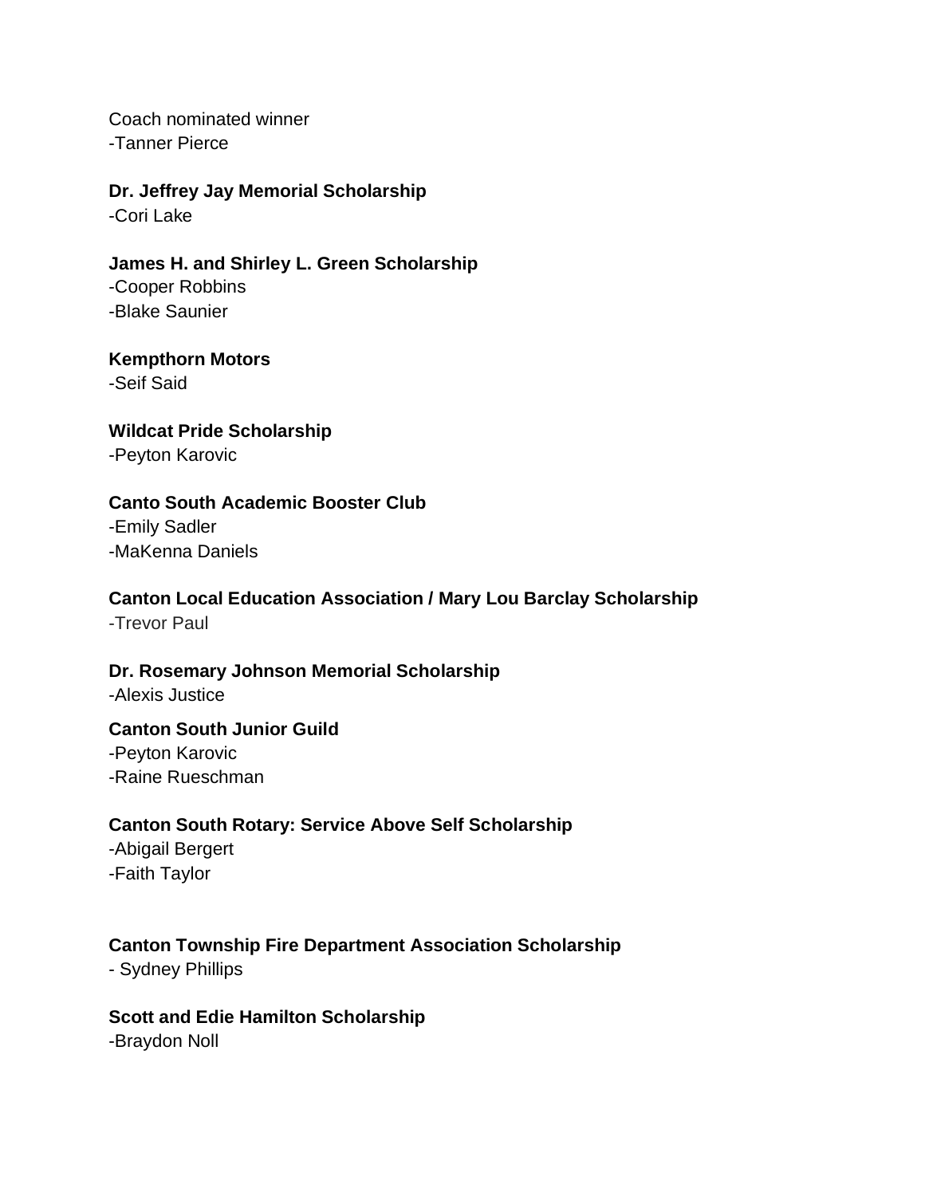Coach nominated winner
-Tanner Pierce

**Dr. Jeffrey Jay Memorial Scholarship**
-Cori Lake

**James H. and Shirley L. Green Scholarship**
-Cooper Robbins
-Blake Saunier

**Kempthorn Motors**
-Seif Said

**Wildcat Pride Scholarship**
-Peyton Karovic

**Canto South Academic Booster Club**
-Emily Sadler
-MaKenna Daniels

**Canton Local Education Association / Mary Lou Barclay Scholarship**
-Trevor Paul

**Dr. Rosemary Johnson Memorial Scholarship**
-Alexis Justice

**Canton South Junior Guild**
-Peyton Karovic
-Raine Rueschman

**Canton South Rotary: Service Above Self Scholarship**
-Abigail Bergert
-Faith Taylor

**Canton Township Fire Department Association Scholarship**
- Sydney Phillips

**Scott and Edie Hamilton Scholarship**
-Braydon Noll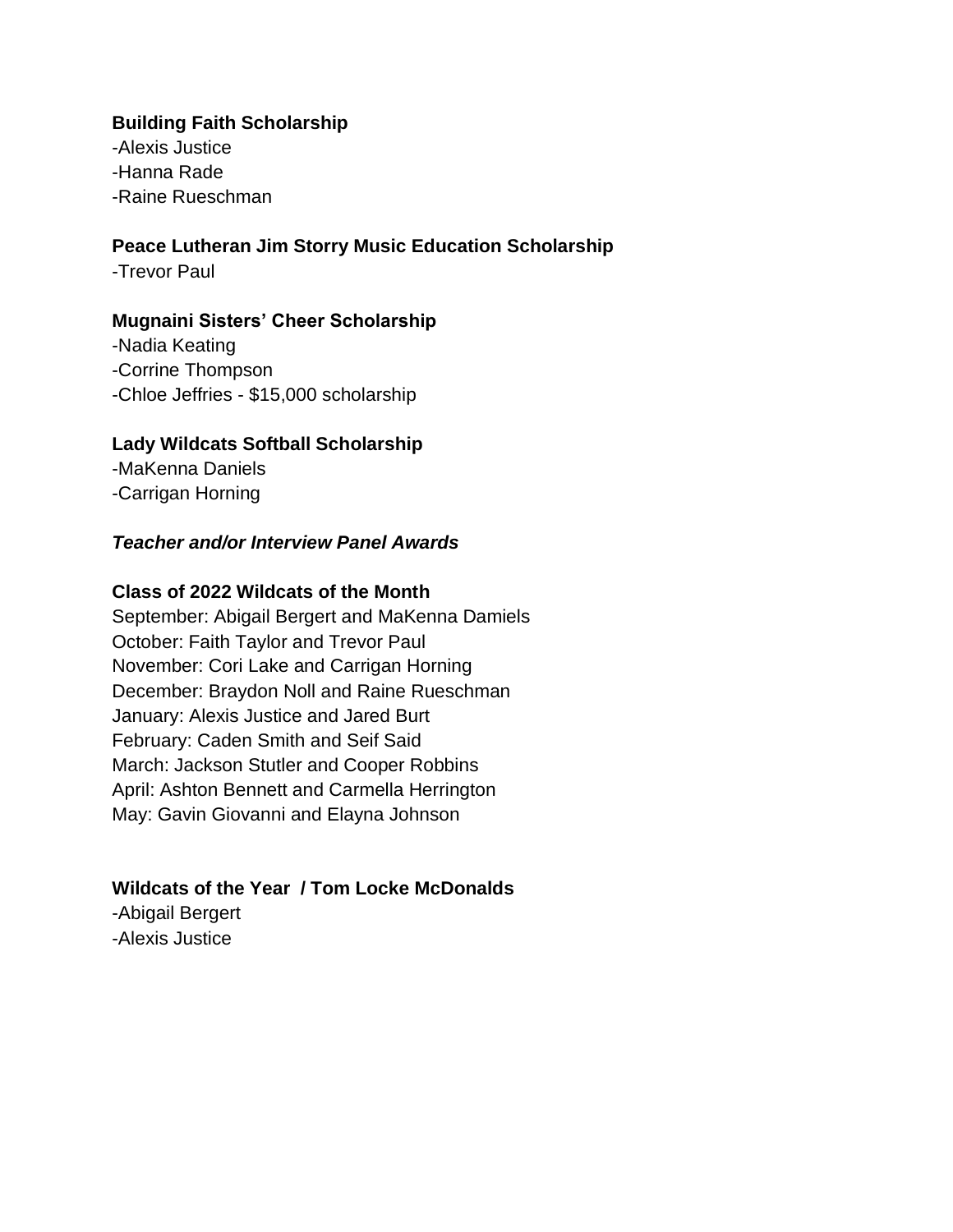**Building Faith Scholarship**

-Alexis Justice
-Hanna Rade
-Raine Rueschman

**Peace Lutheran Jim Storry Music Education Scholarship**

-Trevor Paul

**Mugnaini Sisters' Cheer Scholarship**

-Nadia Keating
-Corrine Thompson
-Chloe Jeffries - $15,000 scholarship

**Lady Wildcats Softball Scholarship**

-MaKenna Daniels
-Carrigan Horning

***Teacher and/or Interview Panel Awards***

**Class of 2022 Wildcats of the Month**

September: Abigail Bergert and MaKenna Damiels
October: Faith Taylor and Trevor Paul
November: Cori Lake and Carrigan Horning
December: Braydon Noll and Raine Rueschman
January: Alexis Justice and Jared Burt
February: Caden Smith and Seif Said
March: Jackson Stutler and Cooper Robbins
April: Ashton Bennett and Carmella Herrington
May: Gavin Giovanni and Elayna Johnson

**Wildcats of the Year / Tom Locke McDonalds**

-Abigail Bergert
-Alexis Justice